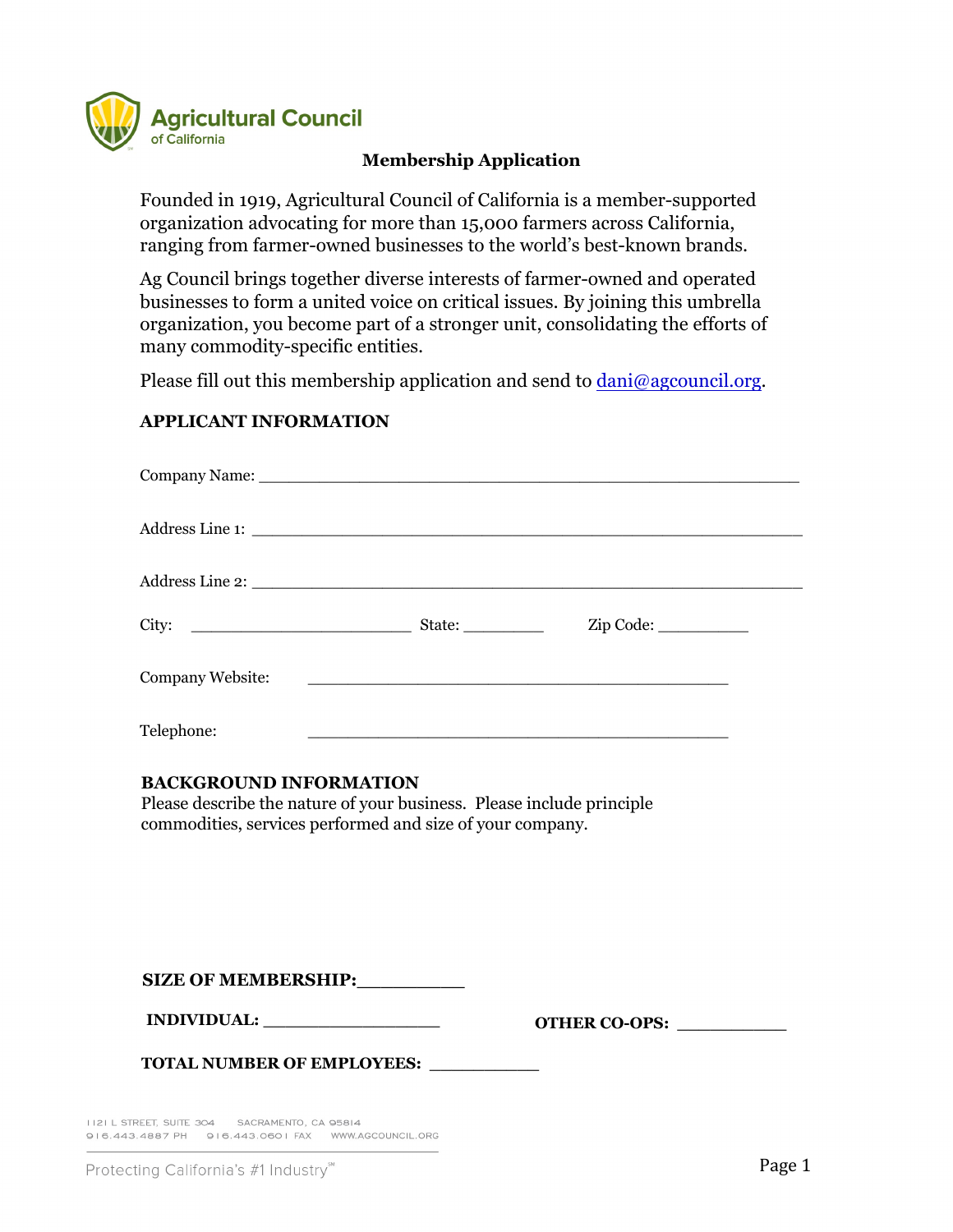Agricultural Council of California

## Membership Application

Founded in 1919, Agricultural Council of California is a member-supported organization advocating for more than 15,000 farmers across California, ranging from farmer-owned businesses to the world's best-known brands.

Ag Council brings together diverse interests of farmer-owned and operated businesses to form a united voice on critical issues. By joining this umbrella organization, you become part of a stronger unit, consolidating the efforts of many commodity-specific entities.

Please fill out this membership application and send to dani@agcouncil.org.

### APPLICANT INFORMATION

Company Name: ____________________________________________________

Address Line 1: ____________________________________________________

Address Line 2: ____________________________________________________

City: ______________________ State: ________ Zip Code: _________

Company Website: ____________________________________________

Telephone: ____________________________________________

### BACKGROUND INFORMATION

Please describe the nature of your business. Please include principle commodities, services performed and size of your company.

**SIZE OF MEMBERSHIP:**__________

**INDIVIDUAL:** _________________ **OTHER CO-OPS:** ___________

**TOTAL NUMBER OF EMPLOYEES:** ___________

1121 L STREET, SUITE 304 SACRAMENTO, CA 95814
916.443.4887 PH 916.443.0601 FAX WWW.AGCOUNCIL.ORG

Protecting California's #1 Industry℠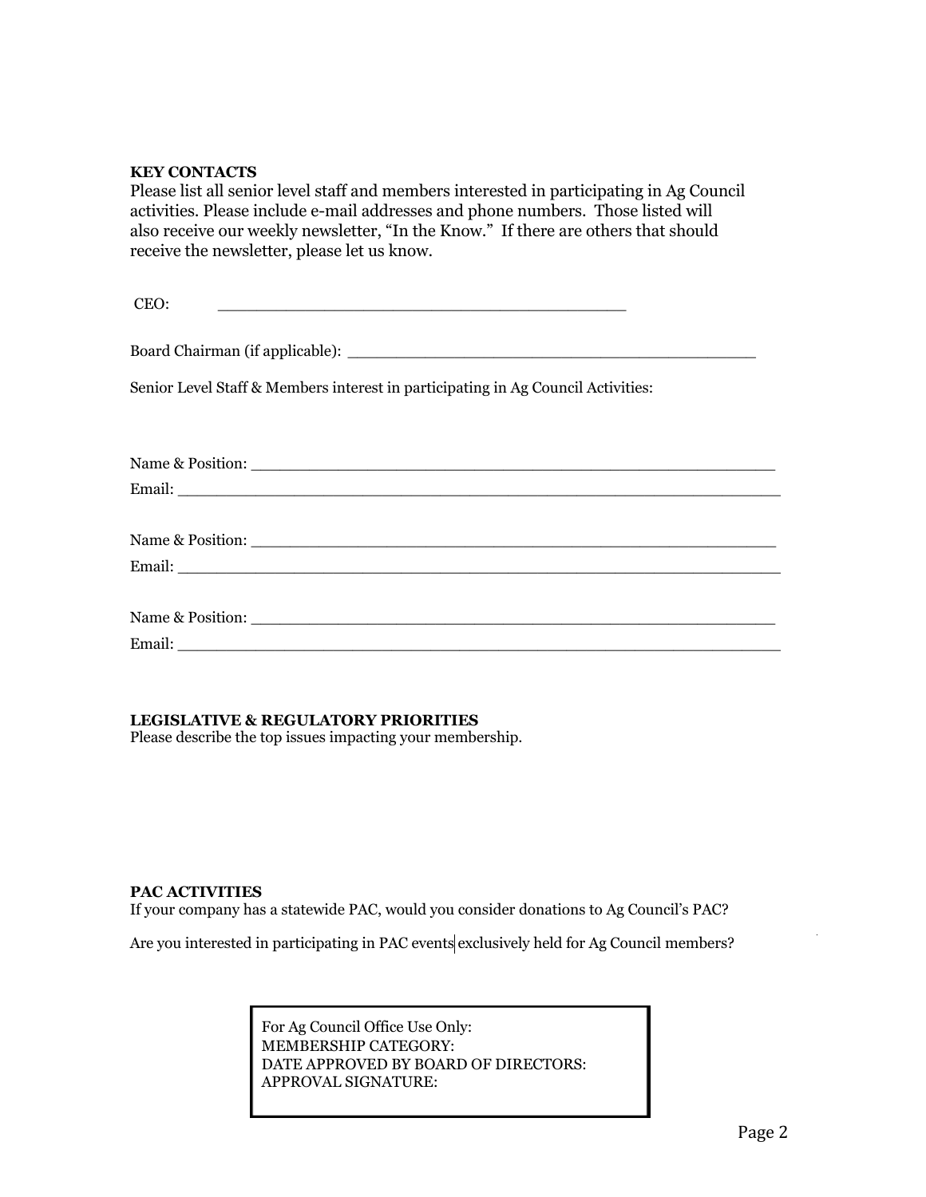**KEY CONTACTS**

Please list all senior level staff and members interested in participating in Ag Council activities. Please include e-mail addresses and phone numbers. Those listed will also receive our weekly newsletter, “In the Know.” If there are others that should receive the newsletter, please let us know.

CEO: ___________________________________________

Board Chairman (if applicable): ___________________________________________

Senior Level Staff & Members interest in participating in Ag Council Activities:

Name & Position: ___________________________________________________________

Email: _________________________________________________________________

Name & Position: ___________________________________________________________

Email: _________________________________________________________________

Name & Position: ___________________________________________________________

Email: _________________________________________________________________

**LEGISLATIVE & REGULATORY PRIORITIES**

Please describe the top issues impacting your membership.

**PAC ACTIVITIES**

If your company has a statewide PAC, would you consider donations to Ag Council's PAC?

Are you interested in participating in PAC events exclusively held for Ag Council members?

For Ag Council Office Use Only:
MEMBERSHIP CATEGORY:
DATE APPROVED BY BOARD OF DIRECTORS:
APPROVAL SIGNATURE: